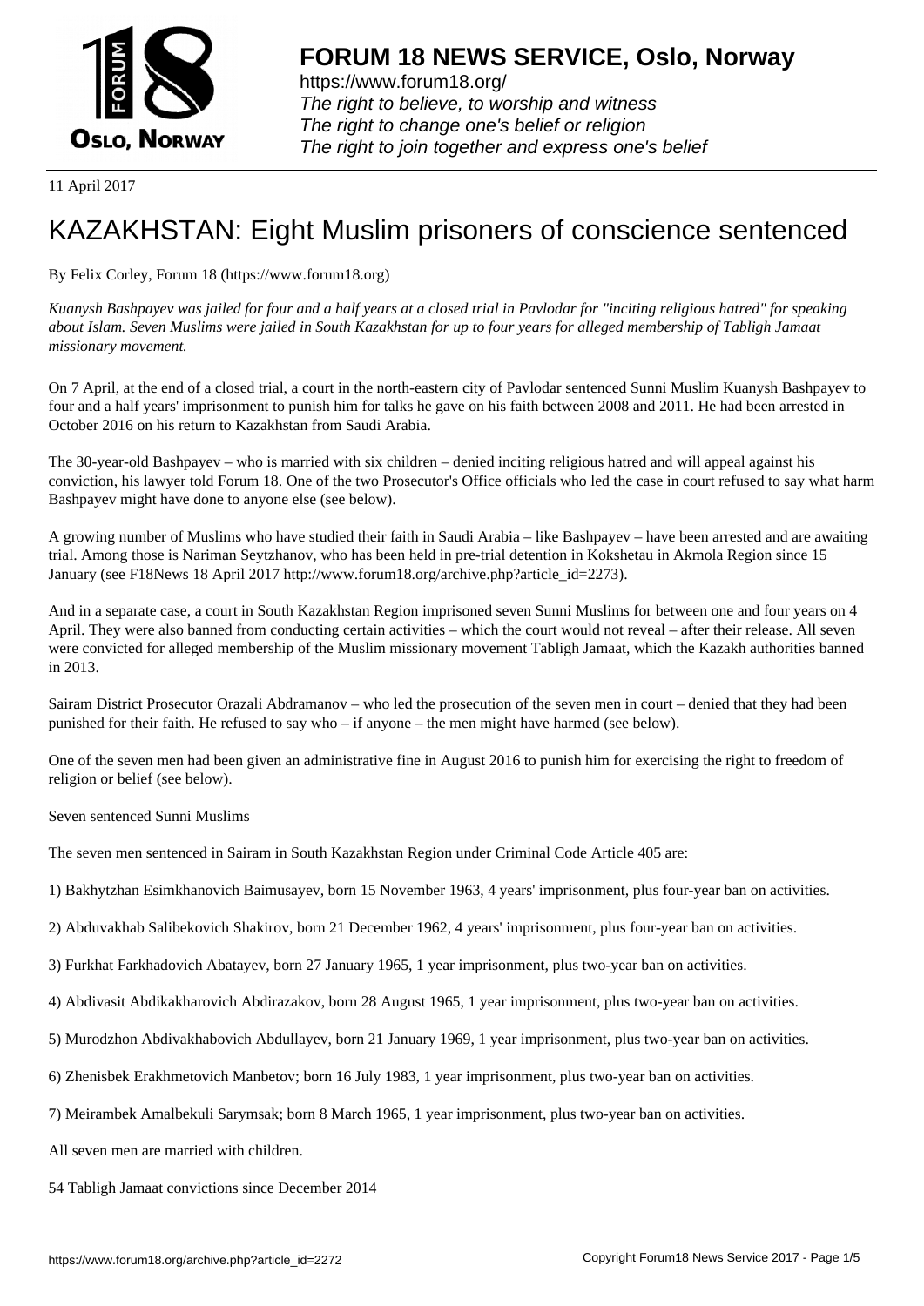# FORUM 18 NEWS SERVICE, Oslo, Norway

https://www.forum18.org/
*The right to believe, to worship and witness*
*The right to change one's belief or religion*
*The right to join together and express one's belief*

11 April 2017

# KAZAKHSTAN: Eight Muslim prisoners of conscience sentenced

By Felix Corley, Forum 18 (https://www.forum18.org)

*Kuanysh Bashpayev was jailed for four and a half years at a closed trial in Pavlodar for "inciting religious hatred" for speaking about Islam. Seven Muslims were jailed in South Kazakhstan for up to four years for alleged membership of Tabligh Jamaat missionary movement.*

On 7 April, at the end of a closed trial, a court in the north-eastern city of Pavlodar sentenced Sunni Muslim Kuanysh Bashpayev to four and a half years' imprisonment to punish him for talks he gave on his faith between 2008 and 2011. He had been arrested in October 2016 on his return to Kazakhstan from Saudi Arabia.

The 30-year-old Bashpayev – who is married with six children – denied inciting religious hatred and will appeal against his conviction, his lawyer told Forum 18. One of the two Prosecutor's Office officials who led the case in court refused to say what harm Bashpayev might have done to anyone else (see below).

A growing number of Muslims who have studied their faith in Saudi Arabia – like Bashpayev – have been arrested and are awaiting trial. Among those is Nariman Seytzhanov, who has been held in pre-trial detention in Kokshetau in Akmola Region since 15 January (see F18News 18 April 2017 http://www.forum18.org/archive.php?article_id=2273).

And in a separate case, a court in South Kazakhstan Region imprisoned seven Sunni Muslims for between one and four years on 4 April. They were also banned from conducting certain activities – which the court would not reveal – after their release. All seven were convicted for alleged membership of the Muslim missionary movement Tabligh Jamaat, which the Kazakh authorities banned in 2013.

Sairam District Prosecutor Orazali Abdramanov – who led the prosecution of the seven men in court – denied that they had been punished for their faith. He refused to say who – if anyone – the men might have harmed (see below).

One of the seven men had been given an administrative fine in August 2016 to punish him for exercising the right to freedom of religion or belief (see below).

## Seven sentenced Sunni Muslims

The seven men sentenced in Sairam in South Kazakhstan Region under Criminal Code Article 405 are:

1) Bakhytzhan Esimkhanovich Baimusayev, born 15 November 1963, 4 years' imprisonment, plus four-year ban on activities.

2) Abduvakhab Salibekovich Shakirov, born 21 December 1962, 4 years' imprisonment, plus four-year ban on activities.

3) Furkhat Farkhadovich Abatayev, born 27 January 1965, 1 year imprisonment, plus two-year ban on activities.

4) Abdivasit Abdikakharovich Abdirazakov, born 28 August 1965, 1 year imprisonment, plus two-year ban on activities.

5) Murodzhon Abdivakhabovich Abdullayev, born 21 January 1969, 1 year imprisonment, plus two-year ban on activities.

6) Zhenisbek Erakhmetovich Manbetov; born 16 July 1983, 1 year imprisonment, plus two-year ban on activities.

7) Meirambek Amalbekuli Sarymsak; born 8 March 1965, 1 year imprisonment, plus two-year ban on activities.

All seven men are married with children.

## 54 Tabligh Jamaat convictions since December 2014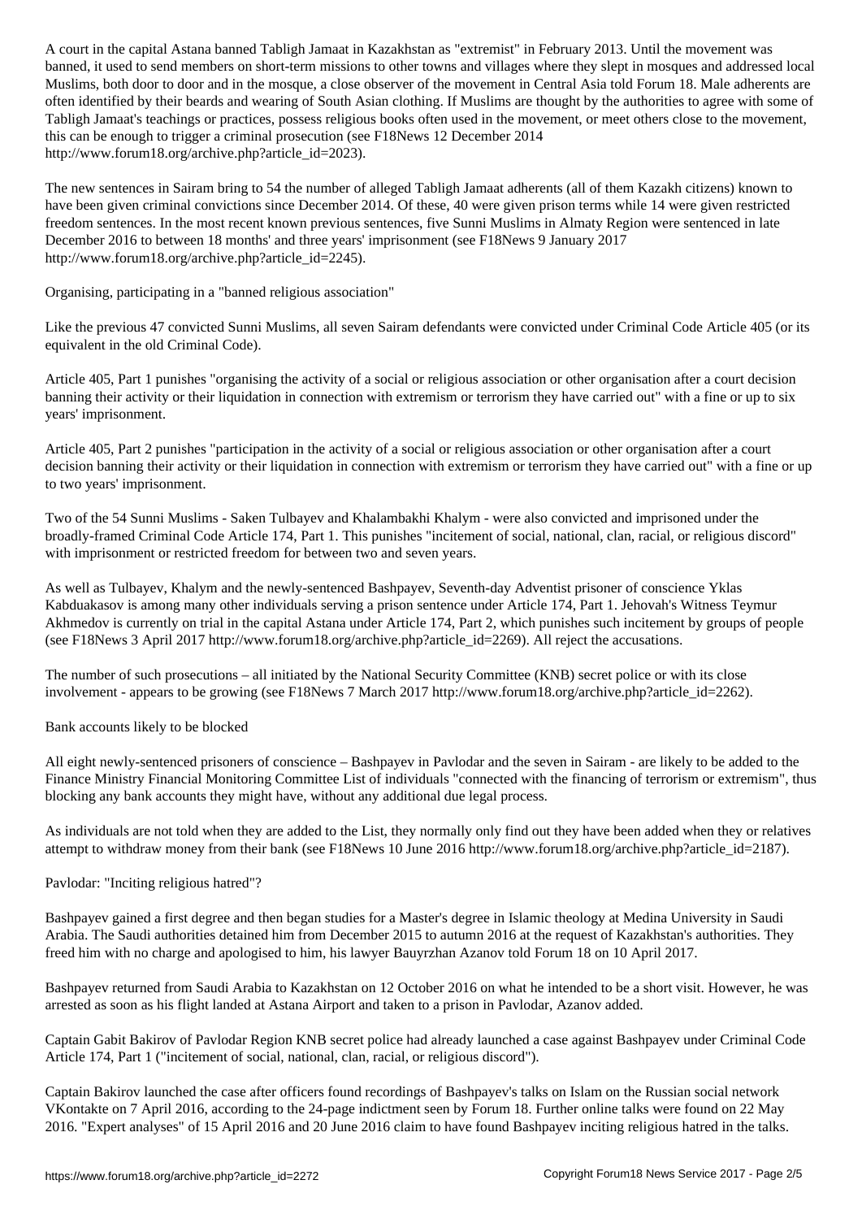A court in the capital Astana banned Tabligh Jamaat in Kazakhstan as "extremist" in February 2013. Until the movement was banned, it used to send members on short-term missions to other towns and villages where they slept in mosques and addressed local Muslims, both door to door and in the mosque, a close observer of the movement in Central Asia told Forum 18. Male adherents are often identified by their beards and wearing of South Asian clothing. If Muslims are thought by the authorities to agree with some of Tabligh Jamaat's teachings or practices, possess religious books often used in the movement, or meet others close to the movement, this can be enough to trigger a criminal prosecution (see F18News 12 December 2014 http://www.forum18.org/archive.php?article_id=2023).

The new sentences in Sairam bring to 54 the number of alleged Tabligh Jamaat adherents (all of them Kazakh citizens) known to have been given criminal convictions since December 2014. Of these, 40 were given prison terms while 14 were given restricted freedom sentences. In the most recent known previous sentences, five Sunni Muslims in Almaty Region were sentenced in late December 2016 to between 18 months' and three years' imprisonment (see F18News 9 January 2017 http://www.forum18.org/archive.php?article_id=2245).

## Organising, participating in a "banned religious association"

Like the previous 47 convicted Sunni Muslims, all seven Sairam defendants were convicted under Criminal Code Article 405 (or its equivalent in the old Criminal Code).

Article 405, Part 1 punishes "organising the activity of a social or religious association or other organisation after a court decision banning their activity or their liquidation in connection with extremism or terrorism they have carried out" with a fine or up to six years' imprisonment.

Article 405, Part 2 punishes "participation in the activity of a social or religious association or other organisation after a court decision banning their activity or their liquidation in connection with extremism or terrorism they have carried out" with a fine or up to two years' imprisonment.

Two of the 54 Sunni Muslims - Saken Tulbayev and Khalambakhi Khalym - were also convicted and imprisoned under the broadly-framed Criminal Code Article 174, Part 1. This punishes "incitement of social, national, clan, racial, or religious discord" with imprisonment or restricted freedom for between two and seven years.

As well as Tulbayev, Khalym and the newly-sentenced Bashpayev, Seventh-day Adventist prisoner of conscience Yklas Kabduakasov is among many other individuals serving a prison sentence under Article 174, Part 1. Jehovah's Witness Teymur Akhmedov is currently on trial in the capital Astana under Article 174, Part 2, which punishes such incitement by groups of people (see F18News 3 April 2017 http://www.forum18.org/archive.php?article_id=2269). All reject the accusations.

The number of such prosecutions – all initiated by the National Security Committee (KNB) secret police or with its close involvement - appears to be growing (see F18News 7 March 2017 http://www.forum18.org/archive.php?article_id=2262).

## Bank accounts likely to be blocked

All eight newly-sentenced prisoners of conscience – Bashpayev in Pavlodar and the seven in Sairam - are likely to be added to the Finance Ministry Financial Monitoring Committee List of individuals "connected with the financing of terrorism or extremism", thus blocking any bank accounts they might have, without any additional due legal process.

As individuals are not told when they are added to the List, they normally only find out they have been added when they or relatives attempt to withdraw money from their bank (see F18News 10 June 2016 http://www.forum18.org/archive.php?article_id=2187).

## Pavlodar: "Inciting religious hatred"?

Bashpayev gained a first degree and then began studies for a Master's degree in Islamic theology at Medina University in Saudi Arabia. The Saudi authorities detained him from December 2015 to autumn 2016 at the request of Kazakhstan's authorities. They freed him with no charge and apologised to him, his lawyer Bauyrzhan Azanov told Forum 18 on 10 April 2017.

Bashpayev returned from Saudi Arabia to Kazakhstan on 12 October 2016 on what he intended to be a short visit. However, he was arrested as soon as his flight landed at Astana Airport and taken to a prison in Pavlodar, Azanov added.

Captain Gabit Bakirov of Pavlodar Region KNB secret police had already launched a case against Bashpayev under Criminal Code Article 174, Part 1 ("incitement of social, national, clan, racial, or religious discord").

Captain Bakirov launched the case after officers found recordings of Bashpayev's talks on Islam on the Russian social network VKontakte on 7 April 2016, according to the 24-page indictment seen by Forum 18. Further online talks were found on 22 May 2016. "Expert analyses" of 15 April 2016 and 20 June 2016 claim to have found Bashpayev inciting religious hatred in the talks.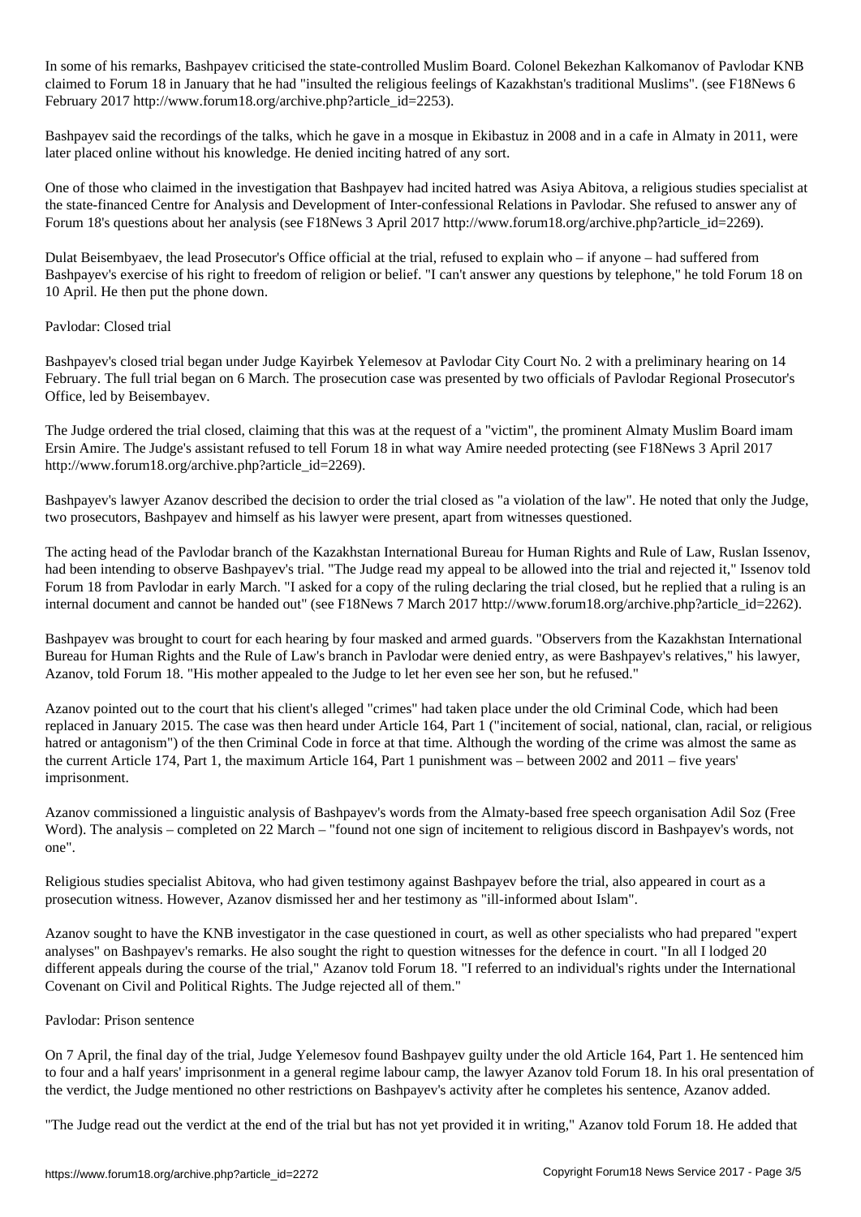In some of his remarks, Bashpayev criticised the state-controlled Muslim Board. Colonel Bekezhan Kalkomanov of Pavlodar KNB claimed to Forum 18 in January that he had "insulted the religious feelings of Kazakhstan's traditional Muslims". (see F18News 6 February 2017 http://www.forum18.org/archive.php?article_id=2253).

Bashpayev said the recordings of the talks, which he gave in a mosque in Ekibastuz in 2008 and in a cafe in Almaty in 2011, were later placed online without his knowledge. He denied inciting hatred of any sort.

One of those who claimed in the investigation that Bashpayev had incited hatred was Asiya Abitova, a religious studies specialist at the state-financed Centre for Analysis and Development of Inter-confessional Relations in Pavlodar. She refused to answer any of Forum 18's questions about her analysis (see F18News 3 April 2017 http://www.forum18.org/archive.php?article_id=2269).

Dulat Beisembyaev, the lead Prosecutor's Office official at the trial, refused to explain who – if anyone – had suffered from Bashpayev's exercise of his right to freedom of religion or belief. "I can't answer any questions by telephone," he told Forum 18 on 10 April. He then put the phone down.

## Pavlodar: Closed trial

Bashpayev's closed trial began under Judge Kayirbek Yelemesov at Pavlodar City Court No. 2 with a preliminary hearing on 14 February. The full trial began on 6 March. The prosecution case was presented by two officials of Pavlodar Regional Prosecutor's Office, led by Beisembayev.

The Judge ordered the trial closed, claiming that this was at the request of a "victim", the prominent Almaty Muslim Board imam Ersin Amire. The Judge's assistant refused to tell Forum 18 in what way Amire needed protecting (see F18News 3 April 2017 http://www.forum18.org/archive.php?article_id=2269).

Bashpayev's lawyer Azanov described the decision to order the trial closed as "a violation of the law". He noted that only the Judge, two prosecutors, Bashpayev and himself as his lawyer were present, apart from witnesses questioned.

The acting head of the Pavlodar branch of the Kazakhstan International Bureau for Human Rights and Rule of Law, Ruslan Issenov, had been intending to observe Bashpayev's trial. "The Judge read my appeal to be allowed into the trial and rejected it," Issenov told Forum 18 from Pavlodar in early March. "I asked for a copy of the ruling declaring the trial closed, but he replied that a ruling is an internal document and cannot be handed out" (see F18News 7 March 2017 http://www.forum18.org/archive.php?article_id=2262).

Bashpayev was brought to court for each hearing by four masked and armed guards. "Observers from the Kazakhstan International Bureau for Human Rights and the Rule of Law's branch in Pavlodar were denied entry, as were Bashpayev's relatives," his lawyer, Azanov, told Forum 18. "His mother appealed to the Judge to let her even see her son, but he refused."

Azanov pointed out to the court that his client's alleged "crimes" had taken place under the old Criminal Code, which had been replaced in January 2015. The case was then heard under Article 164, Part 1 ("incitement of social, national, clan, racial, or religious hatred or antagonism") of the then Criminal Code in force at that time. Although the wording of the crime was almost the same as the current Article 174, Part 1, the maximum Article 164, Part 1 punishment was – between 2002 and 2011 – five years' imprisonment.

Azanov commissioned a linguistic analysis of Bashpayev's words from the Almaty-based free speech organisation Adil Soz (Free Word). The analysis – completed on 22 March – "found not one sign of incitement to religious discord in Bashpayev's words, not one".

Religious studies specialist Abitova, who had given testimony against Bashpayev before the trial, also appeared in court as a prosecution witness. However, Azanov dismissed her and her testimony as "ill-informed about Islam".

Azanov sought to have the KNB investigator in the case questioned in court, as well as other specialists who had prepared "expert analyses" on Bashpayev's remarks. He also sought the right to question witnesses for the defence in court. "In all I lodged 20 different appeals during the course of the trial," Azanov told Forum 18. "I referred to an individual's rights under the International Covenant on Civil and Political Rights. The Judge rejected all of them."

## Pavlodar: Prison sentence

On 7 April, the final day of the trial, Judge Yelemesov found Bashpayev guilty under the old Article 164, Part 1. He sentenced him to four and a half years' imprisonment in a general regime labour camp, the lawyer Azanov told Forum 18. In his oral presentation of the verdict, the Judge mentioned no other restrictions on Bashpayev's activity after he completes his sentence, Azanov added.

"The Judge read out the verdict at the end of the trial but has not yet provided it in writing," Azanov told Forum 18. He added that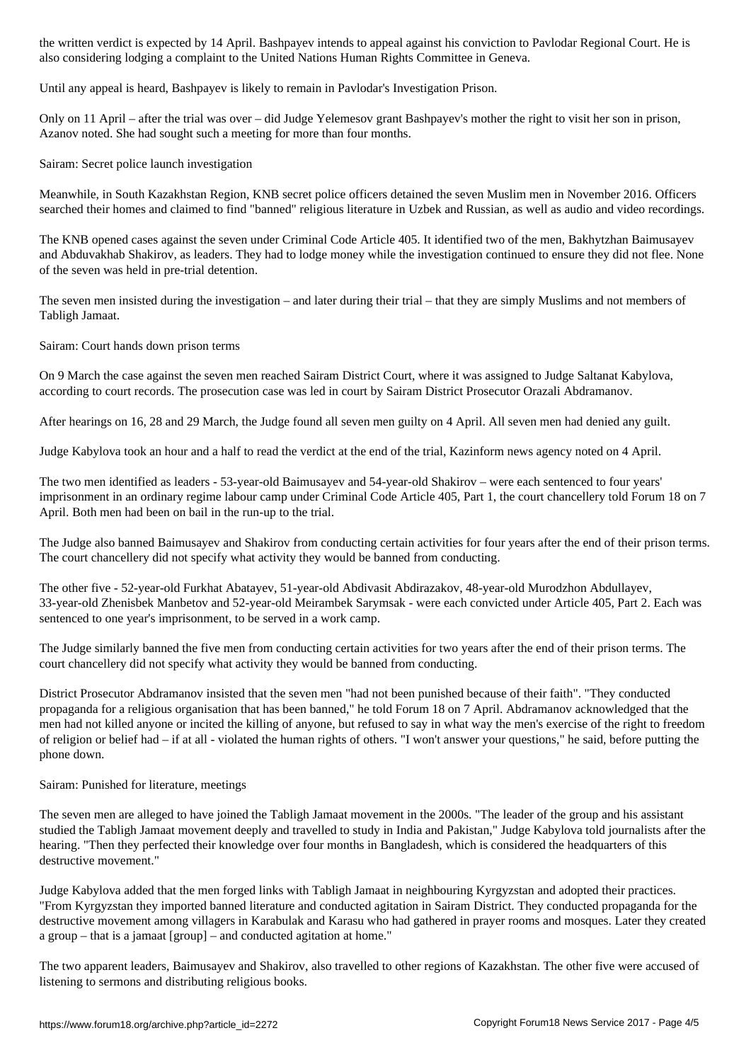the written verdict is expected by 14 April. Bashpayev intends to appeal against his conviction to Pavlodar Regional Court. He is also considering lodging a complaint to the United Nations Human Rights Committee in Geneva.

Until any appeal is heard, Bashpayev is likely to remain in Pavlodar's Investigation Prison.

Only on 11 April – after the trial was over – did Judge Yelemesov grant Bashpayev's mother the right to visit her son in prison, Azanov noted. She had sought such a meeting for more than four months.

Sairam: Secret police launch investigation

Meanwhile, in South Kazakhstan Region, KNB secret police officers detained the seven Muslim men in November 2016. Officers searched their homes and claimed to find "banned" religious literature in Uzbek and Russian, as well as audio and video recordings.

The KNB opened cases against the seven under Criminal Code Article 405. It identified two of the men, Bakhytzhan Baimusayev and Abduvakhab Shakirov, as leaders. They had to lodge money while the investigation continued to ensure they did not flee. None of the seven was held in pre-trial detention.

The seven men insisted during the investigation – and later during their trial – that they are simply Muslims and not members of Tabligh Jamaat.

Sairam: Court hands down prison terms

On 9 March the case against the seven men reached Sairam District Court, where it was assigned to Judge Saltanat Kabylova, according to court records. The prosecution case was led in court by Sairam District Prosecutor Orazali Abdramanov.

After hearings on 16, 28 and 29 March, the Judge found all seven men guilty on 4 April. All seven men had denied any guilt.

Judge Kabylova took an hour and a half to read the verdict at the end of the trial, Kazinform news agency noted on 4 April.

The two men identified as leaders - 53-year-old Baimusayev and 54-year-old Shakirov – were each sentenced to four years' imprisonment in an ordinary regime labour camp under Criminal Code Article 405, Part 1, the court chancellery told Forum 18 on 7 April. Both men had been on bail in the run-up to the trial.

The Judge also banned Baimusayev and Shakirov from conducting certain activities for four years after the end of their prison terms. The court chancellery did not specify what activity they would be banned from conducting.

The other five - 52-year-old Furkhat Abatayev, 51-year-old Abdivasit Abdirazakov, 48-year-old Murodzhon Abdullayev, 33-year-old Zhenisbek Manbetov and 52-year-old Meirambek Sarymsak - were each convicted under Article 405, Part 2. Each was sentenced to one year's imprisonment, to be served in a work camp.

The Judge similarly banned the five men from conducting certain activities for two years after the end of their prison terms. The court chancellery did not specify what activity they would be banned from conducting.

District Prosecutor Abdramanov insisted that the seven men "had not been punished because of their faith". "They conducted propaganda for a religious organisation that has been banned," he told Forum 18 on 7 April. Abdramanov acknowledged that the men had not killed anyone or incited the killing of anyone, but refused to say in what way the men's exercise of the right to freedom of religion or belief had – if at all - violated the human rights of others. "I won't answer your questions," he said, before putting the phone down.

Sairam: Punished for literature, meetings

The seven men are alleged to have joined the Tabligh Jamaat movement in the 2000s. "The leader of the group and his assistant studied the Tabligh Jamaat movement deeply and travelled to study in India and Pakistan," Judge Kabylova told journalists after the hearing. "Then they perfected their knowledge over four months in Bangladesh, which is considered the headquarters of this destructive movement."

Judge Kabylova added that the men forged links with Tabligh Jamaat in neighbouring Kyrgyzstan and adopted their practices. "From Kyrgyzstan they imported banned literature and conducted agitation in Sairam District. They conducted propaganda for the destructive movement among villagers in Karabulak and Karasu who had gathered in prayer rooms and mosques. Later they created a group – that is a jamaat [group] – and conducted agitation at home."

The two apparent leaders, Baimusayev and Shakirov, also travelled to other regions of Kazakhstan. The other five were accused of listening to sermons and distributing religious books.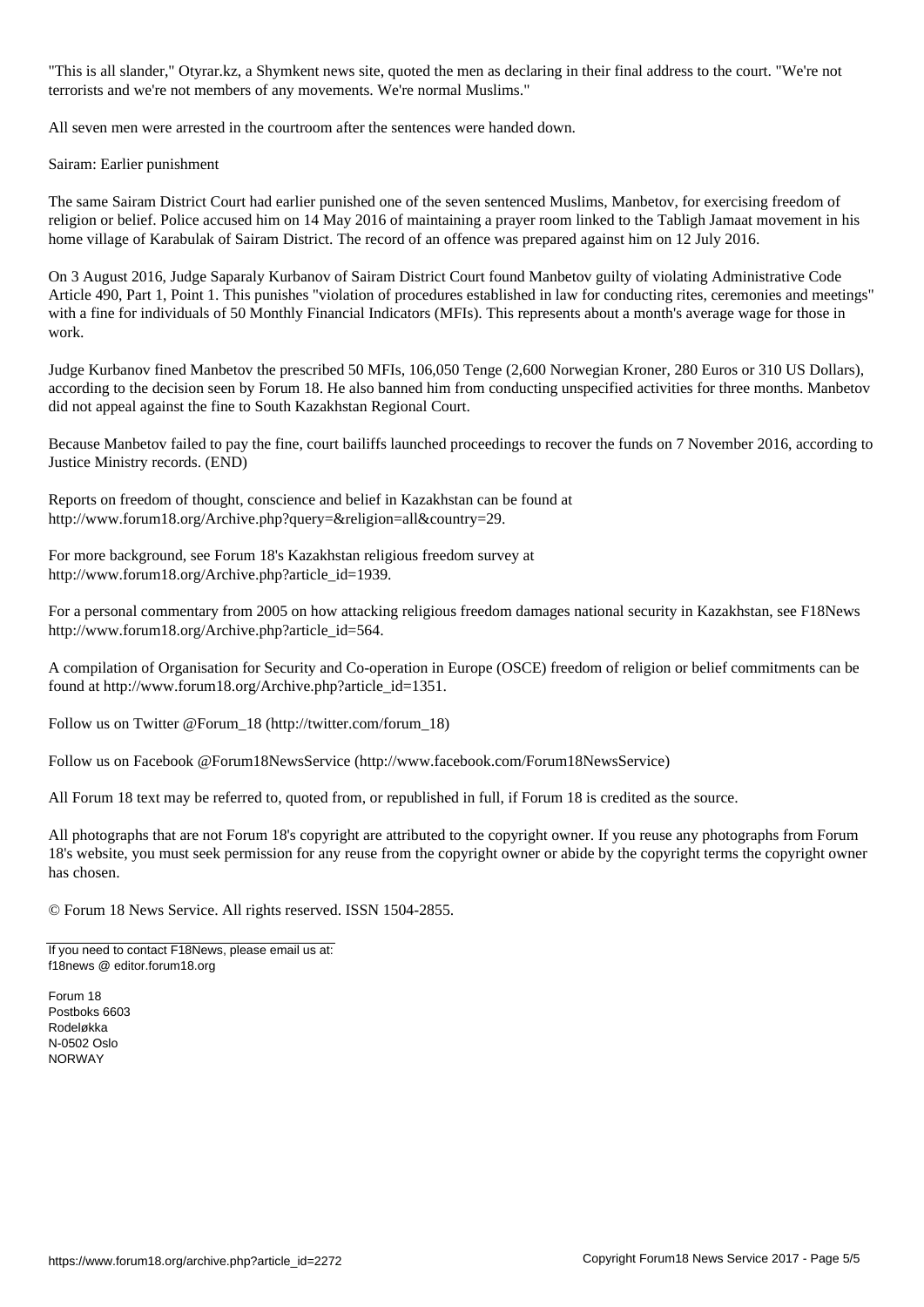"This is all slander," Otyrar.kz, a Shymkent news site, quoted the men as declaring in their final address to the court. "We're not terrorists and we're not members of any movements. We're normal Muslims."

All seven men were arrested in the courtroom after the sentences were handed down.

## Sairam: Earlier punishment

The same Sairam District Court had earlier punished one of the seven sentenced Muslims, Manbetov, for exercising freedom of religion or belief. Police accused him on 14 May 2016 of maintaining a prayer room linked to the Tabligh Jamaat movement in his home village of Karabulak of Sairam District. The record of an offence was prepared against him on 12 July 2016.

On 3 August 2016, Judge Saparaly Kurbanov of Sairam District Court found Manbetov guilty of violating Administrative Code Article 490, Part 1, Point 1. This punishes "violation of procedures established in law for conducting rites, ceremonies and meetings" with a fine for individuals of 50 Monthly Financial Indicators (MFIs). This represents about a month's average wage for those in work.

Judge Kurbanov fined Manbetov the prescribed 50 MFIs, 106,050 Tenge (2,600 Norwegian Kroner, 280 Euros or 310 US Dollars), according to the decision seen by Forum 18. He also banned him from conducting unspecified activities for three months. Manbetov did not appeal against the fine to South Kazakhstan Regional Court.

Because Manbetov failed to pay the fine, court bailiffs launched proceedings to recover the funds on 7 November 2016, according to Justice Ministry records. (END)

Reports on freedom of thought, conscience and belief in Kazakhstan can be found at http://www.forum18.org/Archive.php?query=&religion=all&country=29.

For more background, see Forum 18's Kazakhstan religious freedom survey at http://www.forum18.org/Archive.php?article_id=1939.

For a personal commentary from 2005 on how attacking religious freedom damages national security in Kazakhstan, see F18News http://www.forum18.org/Archive.php?article_id=564.

A compilation of Organisation for Security and Co-operation in Europe (OSCE) freedom of religion or belief commitments can be found at http://www.forum18.org/Archive.php?article_id=1351.

Follow us on Twitter @Forum_18 (http://twitter.com/forum_18)

Follow us on Facebook @Forum18NewsService (http://www.facebook.com/Forum18NewsService)

All Forum 18 text may be referred to, quoted from, or republished in full, if Forum 18 is credited as the source.

All photographs that are not Forum 18's copyright are attributed to the copyright owner. If you reuse any photographs from Forum 18's website, you must seek permission for any reuse from the copyright owner or abide by the copyright terms the copyright owner has chosen.

© Forum 18 News Service. All rights reserved. ISSN 1504-2855.

If you need to contact F18News, please email us at:
f18news @ editor.forum18.org

Forum 18
Postboks 6603
Rodeløkka
N-0502 Oslo
NORWAY